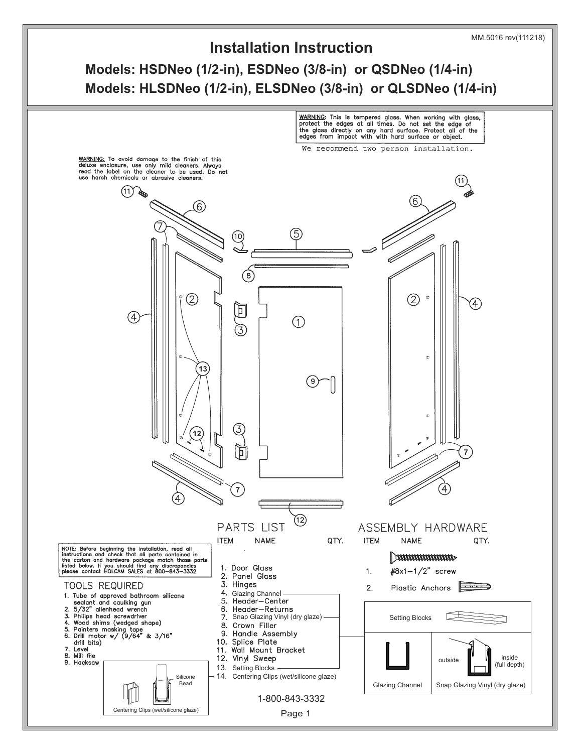MM.5016 rev(111218)

# Installation Instruction

## Models: HSDNeo (1/2-in), ESDNeo (3/8-in) or QSDNeo (1/4-in)

## Models: HLSDNeo (1/2-in), ELSDNeo (3/8-in) or QLSDNeo (1/4-in)

WARNING: This is tempered glass. When working with glass, protect the edges at all times. Do not set the edge of the glass directly on any hard surface. Protect all of the edges from impact with with hard surface or object.

We recommend two person installation.

WARNING: To avoid damage to the finish of this deluxe enclosure, use only mild cleaners. Always read the label on the cleaner to be used. Do not use harsh chemicals or abrasive cleaners.

NOTE: Before beginning the installation, read all instructions and check that all parts contained in the carton and hardware package match those parts listed below. If you should find any discrepancies please contact HOLCAM SALES at 800-843-3332

### TOOLS REQUIRED

1. Tube of approved bathroom silicone sealant and caulking gun
2. 5/32" allenhead wrench
3. Philips head screwdriver
4. Wood shims (wedged shape)
5. Painters masking tape
6. Drill motor w/ (9/64" & 3/16" drill bits)
7. Level
8. Mill file
9. Hacksaw

Silicone Bead

Centering Clips (wet/silicone glaze)

### PARTS LIST

| ITEM | NAME | QTY. |
|---|---|---|
| 1. | Door Glass | |
| 2. | Panel Glass | |
| 3. | Hinges | |
| 4. | Glazing Channel | |
| 5. | Header—Center | |
| 6. | Header—Returns | |
| 7. | Snap Glazing Vinyl (dry glaze) | |
| 8. | Crown Filler | |
| 9. | Handle Assembly | |
| 10. | Splice Plate | |
| 11. | Wall Mount Bracket | |
| 12. | Vinyl Sweep | |
| 13. | Setting Blocks | |
| 14. | Centering Clips (wet/silicone glaze) | |

### ASSEMBLY HARDWARE

| ITEM | NAME | QTY. |
|---|---|---|
| 1. | #8x1-1/2" screw | |
| 2. | Plastic Anchors | |

Setting Blocks

Glazing Channel

Snap Glazing Vinyl (dry glaze) — outside / inside (full depth)

1-800-843-3332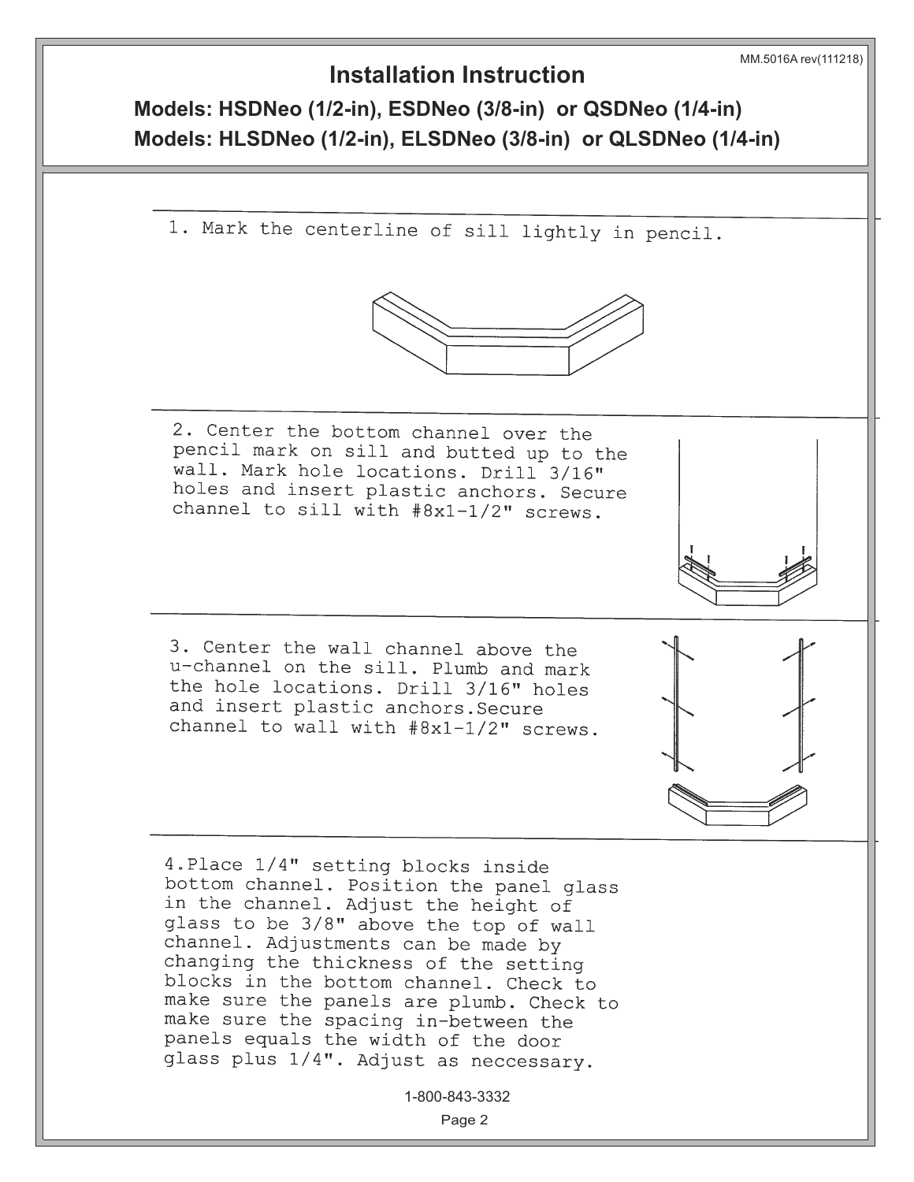MM.5016A rev(111218)

# Installation Instruction

## Models: HSDNeo (1/2-in), ESDNeo (3/8-in) or QSDNeo (1/4-in)

## Models: HLSDNeo (1/2-in), ELSDNeo (3/8-in) or QLSDNeo (1/4-in)

1. Mark the centerline of sill lightly in pencil.

2. Center the bottom channel over the pencil mark on sill and butted up to the wall. Mark hole locations. Drill 3/16" holes and insert plastic anchors. Secure channel to sill with #8x1-1/2" screws.

3. Center the wall channel above the u-channel on the sill. Plumb and mark the hole locations. Drill 3/16" holes and insert plastic anchors.Secure channel to wall with #8x1-1/2" screws.

4.Place 1/4" setting blocks inside bottom channel. Position the panel glass in the channel. Adjust the height of glass to be 3/8" above the top of wall channel. Adjustments can be made by changing the thickness of the setting blocks in the bottom channel. Check to make sure the panels are plumb. Check to make sure the spacing in-between the panels equals the width of the door glass plus 1/4". Adjust as neccessary.

1-800-843-3332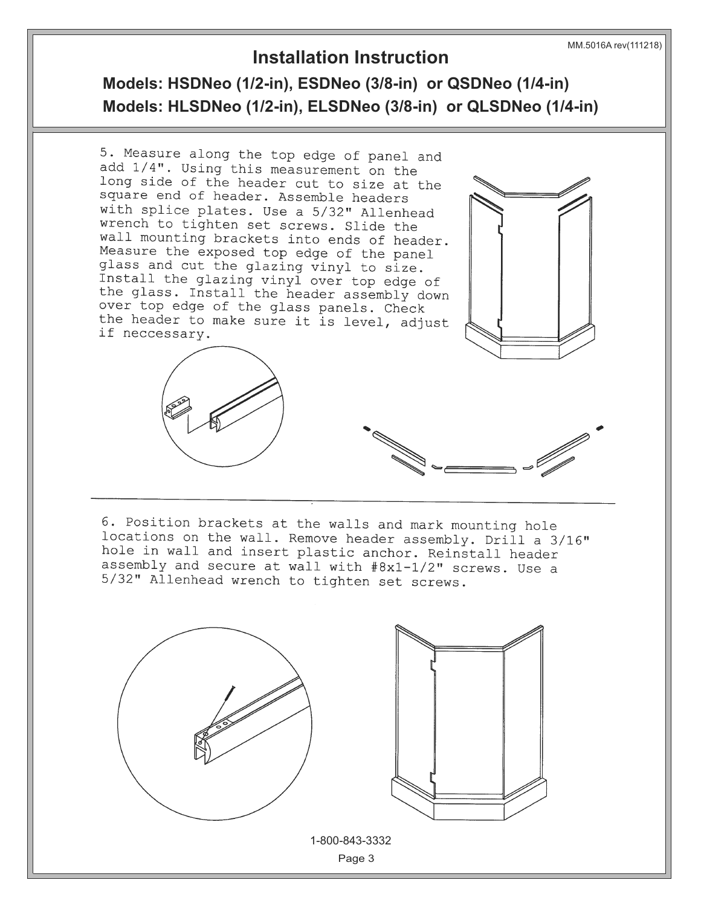MM.5016A rev(111218)

# Installation Instruction

## Models: HSDNeo (1/2-in), ESDNeo (3/8-in) or QSDNeo (1/4-in)

## Models: HLSDNeo (1/2-in), ELSDNeo (3/8-in) or QLSDNeo (1/4-in)

5. Measure along the top edge of panel and add 1/4". Using this measurement on the long side of the header cut to size at the square end of header. Assemble headers with splice plates. Use a 5/32" Allenhead wrench to tighten set screws. Slide the wall mounting brackets into ends of header. Measure the exposed top edge of the panel glass and cut the glazing vinyl to size. Install the glazing vinyl over top edge of the glass. Install the header assembly down over top edge of the glass panels. Check the header to make sure it is level, adjust if neccessary.

6. Position brackets at the walls and mark mounting hole locations on the wall. Remove header assembly. Drill a 3/16" hole in wall and insert plastic anchor. Reinstall header assembly and secure at wall with #8x1-1/2" screws. Use a 5/32" Allenhead wrench to tighten set screws.

1-800-843-3332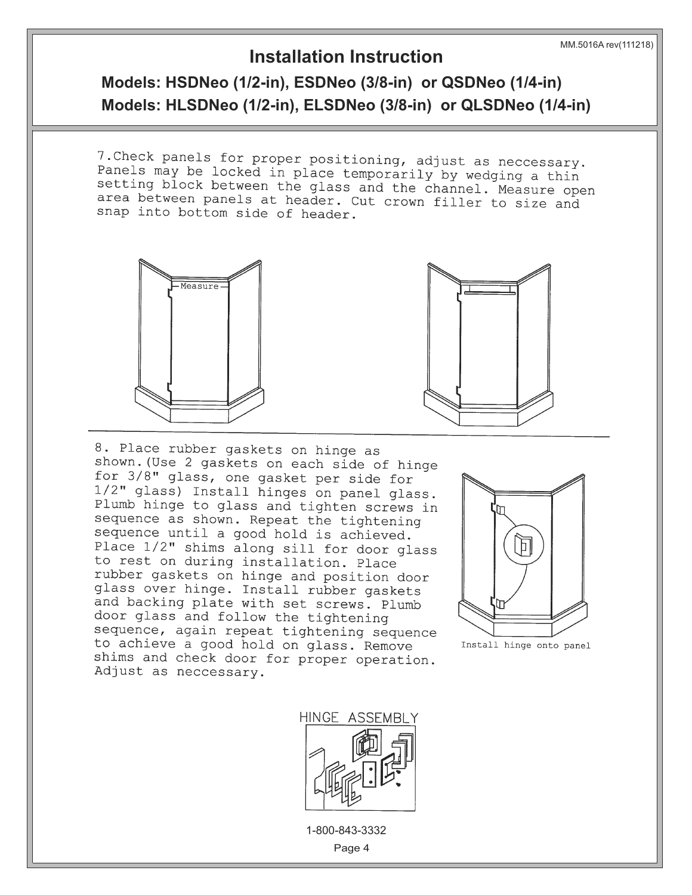# Installation Instruction

## Models: HSDNeo (1/2-in), ESDNeo (3/8-in) or QSDNeo (1/4-in)

## Models: HLSDNeo (1/2-in), ELSDNeo (3/8-in) or QLSDNeo (1/4-in)

7.Check panels for proper positioning, adjust as neccessary. Panels may be locked in place temporarily by wedging a thin setting block between the glass and the channel. Measure open area between panels at header. Cut crown filler to size and snap into bottom side of header.

Measure

8. Place rubber gaskets on hinge as shown.(Use 2 gaskets on each side of hinge for 3/8" glass, one gasket per side for 1/2" glass) Install hinges on panel glass. Plumb hinge to glass and tighten screws in sequence as shown. Repeat the tightening sequence until a good hold is achieved. Place 1/2" shims along sill for door glass to rest on during installation. Place rubber gaskets on hinge and position door glass over hinge. Install rubber gaskets and backing plate with set screws. Plumb door glass and follow the tightening sequence, again repeat tightening sequence to achieve a good hold on glass. Remove shims and check door for proper operation. Adjust as neccessary.

Install hinge onto panel

HINGE ASSEMBLY

1-800-843-3332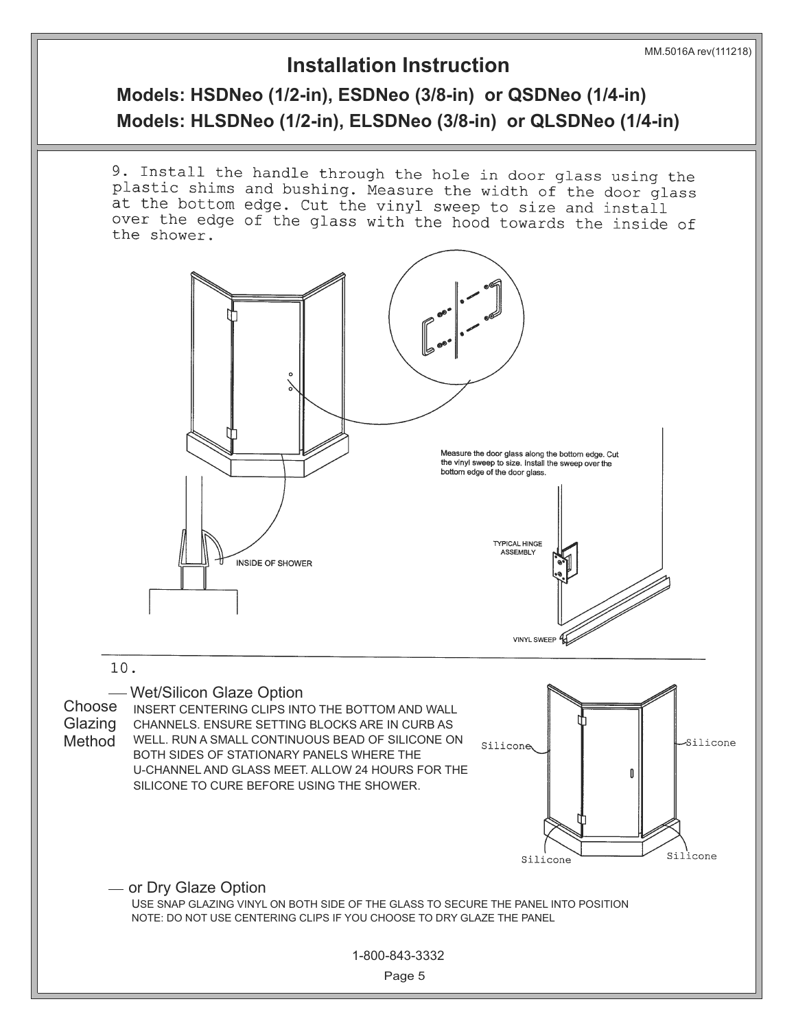# Installation Instruction

## Models: HSDNeo (1/2-in), ESDNeo (3/8-in) or QSDNeo (1/4-in)

## Models: HLSDNeo (1/2-in), ELSDNeo (3/8-in) or QLSDNeo (1/4-in)

9. Install the handle through the hole in door glass using the plastic shims and bushing. Measure the width of the door glass at the bottom edge. Cut the vinyl sweep to size and install over the edge of the glass with the hood towards the inside of the shower.

INSIDE OF SHOWER

Measure the door glass along the bottom edge. Cut the vinyl sweep to size. Install the sweep over the bottom edge of the door glass.

TYPICAL HINGE ASSEMBLY

VINYL SWEEP

10.

Choose Glazing Method

— Wet/Silicon Glaze Option

INSERT CENTERING CLIPS INTO THE BOTTOM AND WALL CHANNELS. ENSURE SETTING BLOCKS ARE IN CURB AS WELL. RUN A SMALL CONTINUOUS BEAD OF SILICONE ON BOTH SIDES OF STATIONARY PANELS WHERE THE U-CHANNEL AND GLASS MEET. ALLOW 24 HOURS FOR THE SILICONE TO CURE BEFORE USING THE SHOWER.

Silicone

Silicone

Silicone

Silicone

— or Dry Glaze Option

USE SNAP GLAZING VINYL ON BOTH SIDE OF THE GLASS TO SECURE THE PANEL INTO POSITION
NOTE: DO NOT USE CENTERING CLIPS IF YOU CHOOSE TO DRY GLAZE THE PANEL

1-800-843-3332